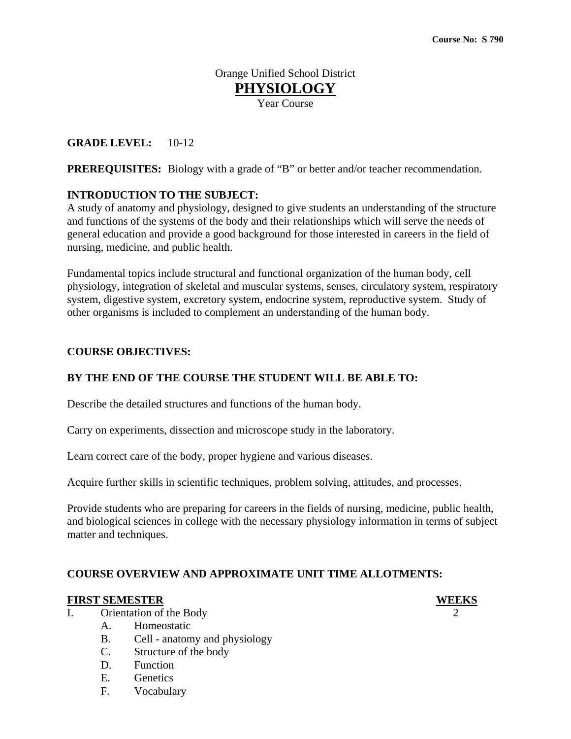**Course No: S 790**

Orange Unified School District

# PHYSIOLOGY

Year Course

**GRADE LEVEL:** 10-12

**PREREQUISITES:** Biology with a grade of "B" or better and/or teacher recommendation.

**INTRODUCTION TO THE SUBJECT:**
A study of anatomy and physiology, designed to give students an understanding of the structure and functions of the systems of the body and their relationships which will serve the needs of general education and provide a good background for those interested in careers in the field of nursing, medicine, and public health.

Fundamental topics include structural and functional organization of the human body, cell physiology, integration of skeletal and muscular systems, senses, circulatory system, respiratory system, digestive system, excretory system, endocrine system, reproductive system. Study of other organisms is included to complement an understanding of the human body.

**COURSE OBJECTIVES:**

**BY THE END OF THE COURSE THE STUDENT WILL BE ABLE TO:**

Describe the detailed structures and functions of the human body.

Carry on experiments, dissection and microscope study in the laboratory.

Learn correct care of the body, proper hygiene and various diseases.

Acquire further skills in scientific techniques, problem solving, attitudes, and processes.

Provide students who are preparing for careers in the fields of nursing, medicine, public health, and biological sciences in college with the necessary physiology information in terms of subject matter and techniques.

**COURSE OVERVIEW AND APPROXIMATE UNIT TIME ALLOTMENTS:**

| FIRST SEMESTER | WEEKS |
|---|---|
| I. Orientation of the Body | 2 |
| A. Homeostatic | |
| B. Cell - anatomy and physiology | |
| C. Structure of the body | |
| D. Function | |
| E. Genetics | |
| F. Vocabulary | |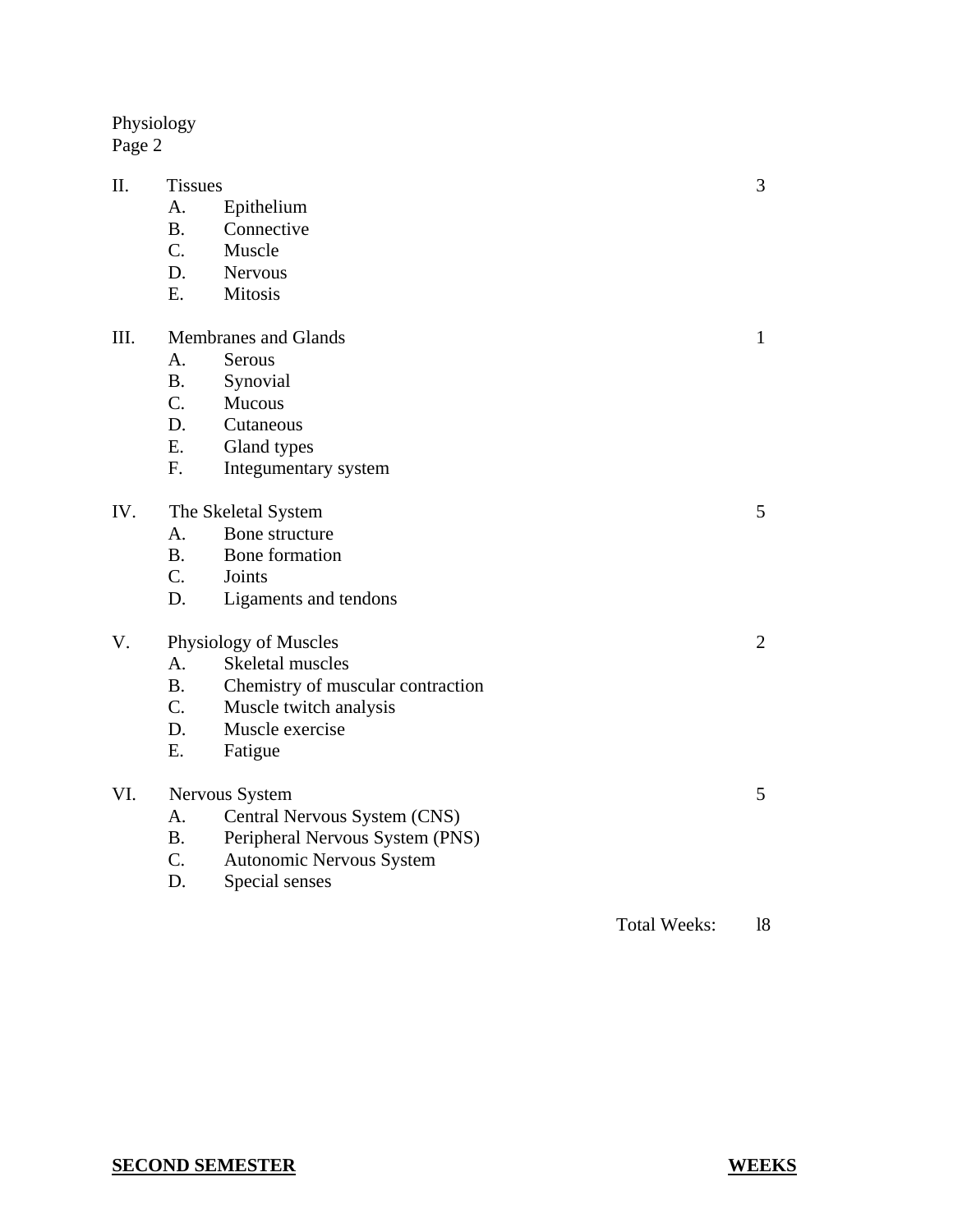| | | Weeks |
|---|---|---|
| II. | Tissues | 3 |
| | A. Epithelium | |
| | B. Connective | |
| | C. Muscle | |
| | D. Nervous | |
| | E. Mitosis | |
| III. | Membranes and Glands | 1 |
| | A. Serous | |
| | B. Synovial | |
| | C. Mucous | |
| | D. Cutaneous | |
| | E. Gland types | |
| | F. Integumentary system | |
| IV. | The Skeletal System | 5 |
| | A. Bone structure | |
| | B. Bone formation | |
| | C. Joints | |
| | D. Ligaments and tendons | |
| V. | Physiology of Muscles | 2 |
| | A. Skeletal muscles | |
| | B. Chemistry of muscular contraction | |
| | C. Muscle twitch analysis | |
| | D. Muscle exercise | |
| | E. Fatigue | |
| VI. | Nervous System | 5 |
| | A. Central Nervous System (CNS) | |
| | B. Peripheral Nervous System (PNS) | |
| | C. Autonomic Nervous System | |
| | D. Special senses | |
| | Total Weeks: | l8 |

**SECOND SEMESTER** **WEEKS**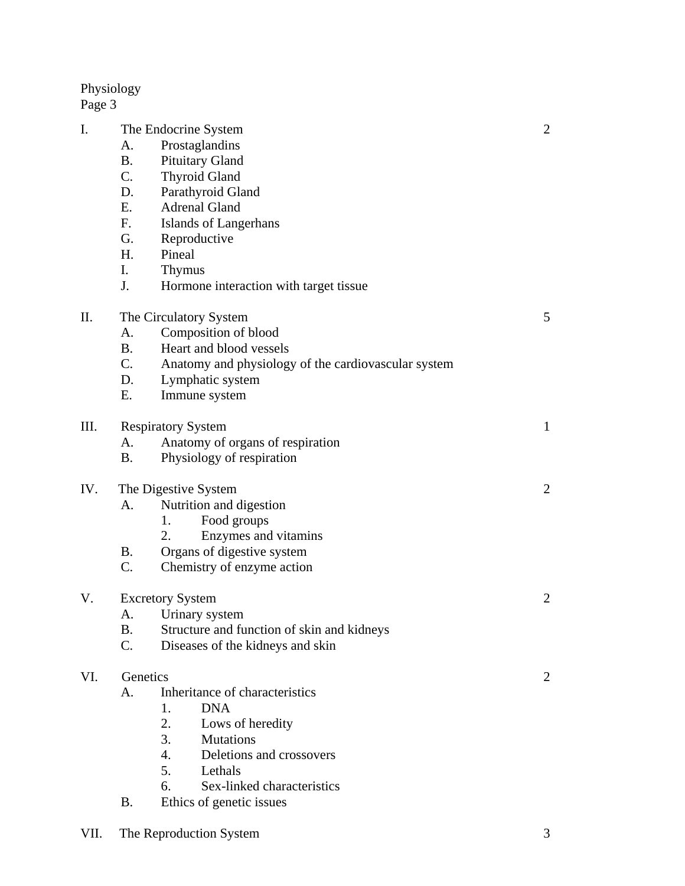Physiology
Page 3

| | | |
|---|---|---|
| I. | The Endocrine System | 2 |
| | A. Prostaglandins | |
| | B. Pituitary Gland | |
| | C. Thyroid Gland | |
| | D. Parathyroid Gland | |
| | E. Adrenal Gland | |
| | F. Islands of Langerhans | |
| | G. Reproductive | |
| | H. Pineal | |
| | I. Thymus | |
| | J. Hormone interaction with target tissue | |
| II. | The Circulatory System | 5 |
| | A. Composition of blood | |
| | B. Heart and blood vessels | |
| | C. Anatomy and physiology of the cardiovascular system | |
| | D. Lymphatic system | |
| | E. Immune system | |
| III. | Respiratory System | 1 |
| | A. Anatomy of organs of respiration | |
| | B. Physiology of respiration | |
| IV. | The Digestive System | 2 |
| | A. Nutrition and digestion | |
| | 1. Food groups | |
| | 2. Enzymes and vitamins | |
| | B. Organs of digestive system | |
| | C. Chemistry of enzyme action | |
| V. | Excretory System | 2 |
| | A. Urinary system | |
| | B. Structure and function of skin and kidneys | |
| | C. Diseases of the kidneys and skin | |
| VI. | Genetics | 2 |
| | A. Inheritance of characteristics | |
| | 1. DNA | |
| | 2. Lows of heredity | |
| | 3. Mutations | |
| | 4. Deletions and crossovers | |
| | 5. Lethals | |
| | 6. Sex-linked characteristics | |
| | B. Ethics of genetic issues | |
| VII. | The Reproduction System | 3 |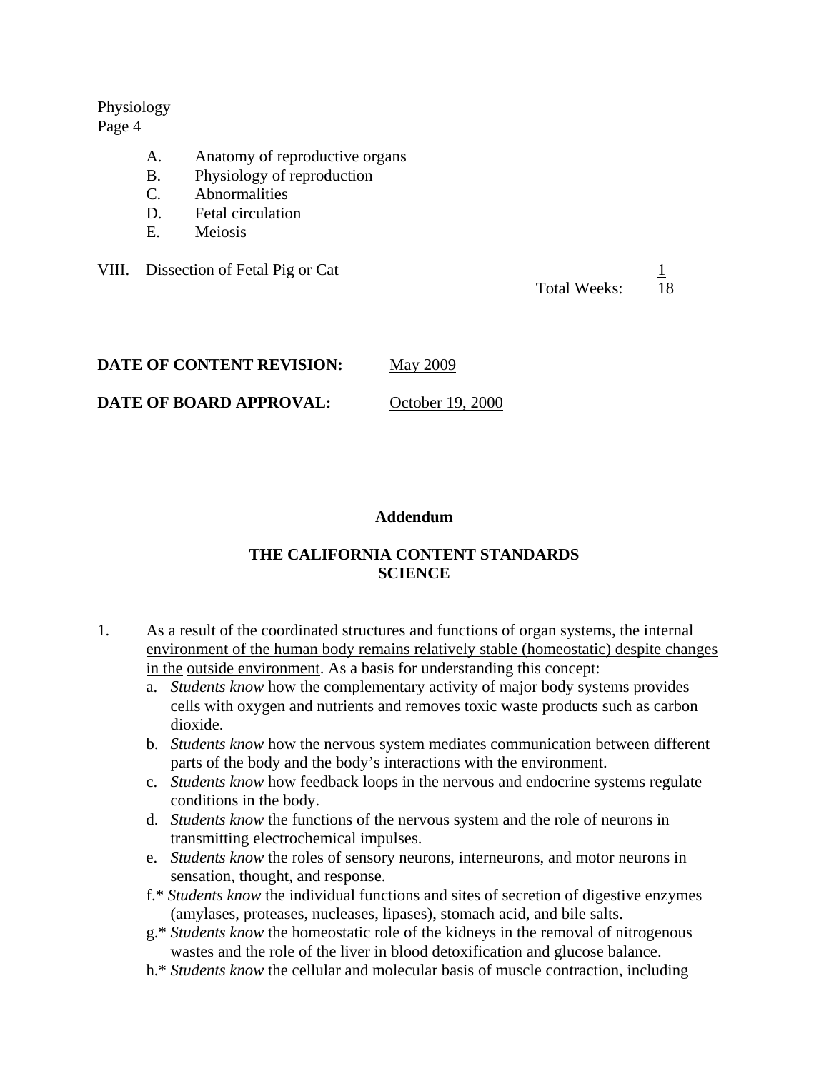A. Anatomy of reproductive organs
B. Physiology of reproduction
C. Abnormalities
D. Fetal circulation
E. Meiosis

VIII. Dissection of Fetal Pig or Cat 1

Total Weeks: 18

**DATE OF CONTENT REVISION:** May 2009

**DATE OF BOARD APPROVAL:** October 19, 2000

**Addendum**

**THE CALIFORNIA CONTENT STANDARDS**
**SCIENCE**

1. As a result of the coordinated structures and functions of organ systems, the internal environment of the human body remains relatively stable (homeostatic) despite changes in the outside environment. As a basis for understanding this concept:
   a. *Students know* how the complementary activity of major body systems provides cells with oxygen and nutrients and removes toxic waste products such as carbon dioxide.
   b. *Students know* how the nervous system mediates communication between different parts of the body and the body's interactions with the environment.
   c. *Students know* how feedback loops in the nervous and endocrine systems regulate conditions in the body.
   d. *Students know* the functions of the nervous system and the role of neurons in transmitting electrochemical impulses.
   e. *Students know* the roles of sensory neurons, interneurons, and motor neurons in sensation, thought, and response.
   f.* *Students know* the individual functions and sites of secretion of digestive enzymes (amylases, proteases, nucleases, lipases), stomach acid, and bile salts.
   g.* *Students know* the homeostatic role of the kidneys in the removal of nitrogenous wastes and the role of the liver in blood detoxification and glucose balance.
   h.* *Students know* the cellular and molecular basis of muscle contraction, including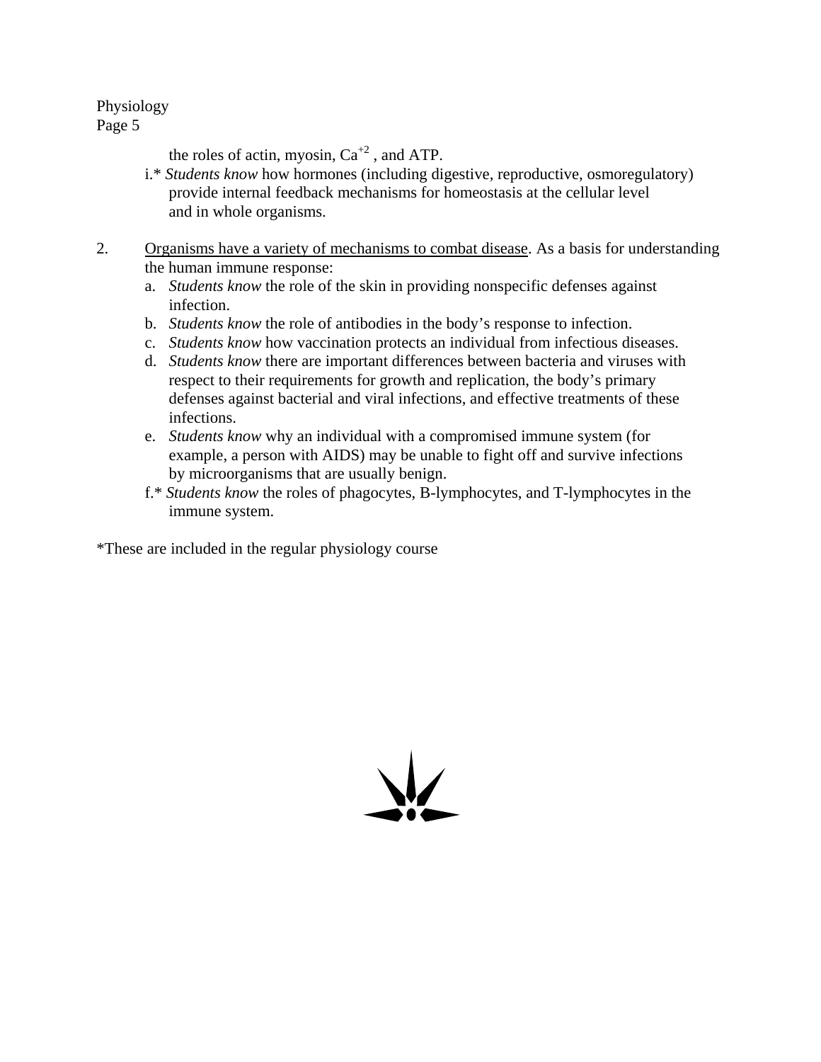the roles of actin, myosin, $Ca^{+2}$ , and ATP.

i.* *Students know* how hormones (including digestive, reproductive, osmoregulatory) provide internal feedback mechanisms for homeostasis at the cellular level and in whole organisms.

2. <u>Organisms have a variety of mechanisms to combat disease</u>. As a basis for understanding the human immune response:
   a. *Students know* the role of the skin in providing nonspecific defenses against infection.
   b. *Students know* the role of antibodies in the body's response to infection.
   c. *Students know* how vaccination protects an individual from infectious diseases.
   d. *Students know* there are important differences between bacteria and viruses with respect to their requirements for growth and replication, the body's primary defenses against bacterial and viral infections, and effective treatments of these infections.
   e. *Students know* why an individual with a compromised immune system (for example, a person with AIDS) may be unable to fight off and survive infections by microorganisms that are usually benign.
   f.* *Students know* the roles of phagocytes, B-lymphocytes, and T-lymphocytes in the immune system.

*These are included in the regular physiology course